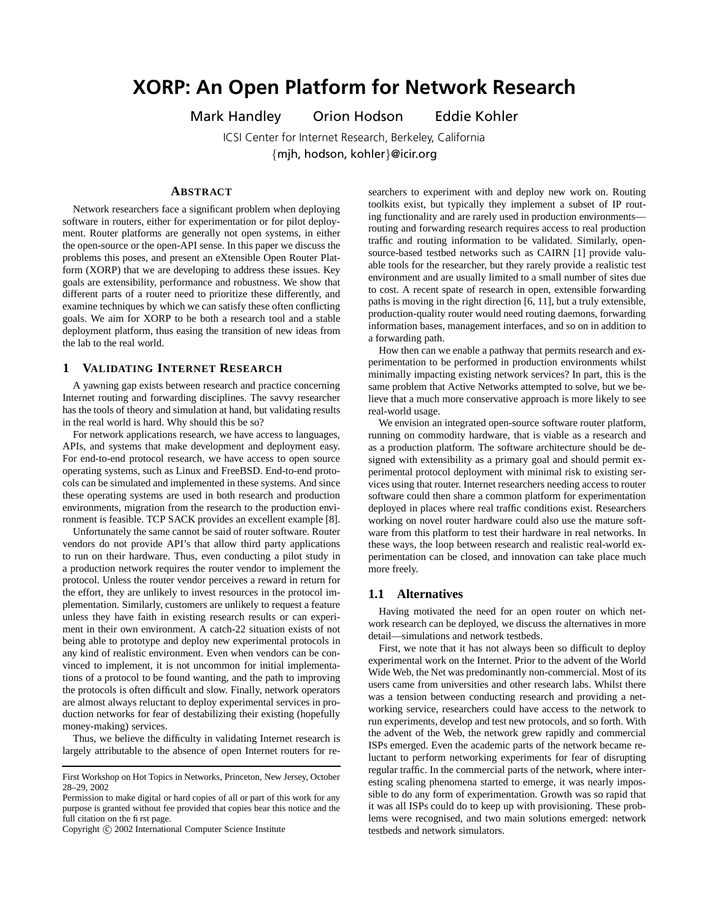# XORP: An Open Platform for Network Research

Mark Handley    Orion Hodson    Eddie Kohler

ICSI Center for Internet Research, Berkeley, California

{mjh, hodson, kohler}@icir.org

## ABSTRACT

Network researchers face a significant problem when deploying software in routers, either for experimentation or for pilot deployment. Router platforms are generally not open systems, in either the open-source or the open-API sense. In this paper we discuss the problems this poses, and present an eXtensible Open Router Platform (XORP) that we are developing to address these issues. Key goals are extensibility, performance and robustness. We show that different parts of a router need to prioritize these differently, and examine techniques by which we can satisfy these often conflicting goals. We aim for XORP to be both a research tool and a stable deployment platform, thus easing the transition of new ideas from the lab to the real world.

## 1 VALIDATING INTERNET RESEARCH

A yawning gap exists between research and practice concerning Internet routing and forwarding disciplines. The savvy researcher has the tools of theory and simulation at hand, but validating results in the real world is hard. Why should this be so?

For network applications research, we have access to languages, APIs, and systems that make development and deployment easy. For end-to-end protocol research, we have access to open source operating systems, such as Linux and FreeBSD. End-to-end protocols can be simulated and implemented in these systems. And since these operating systems are used in both research and production environments, migration from the research to the production environment is feasible. TCP SACK provides an excellent example [8].

Unfortunately the same cannot be said of router software. Router vendors do not provide API's that allow third party applications to run on their hardware. Thus, even conducting a pilot study in a production network requires the router vendor to implement the protocol. Unless the router vendor perceives a reward in return for the effort, they are unlikely to invest resources in the protocol implementation. Similarly, customers are unlikely to request a feature unless they have faith in existing research results or can experiment in their own environment. A catch-22 situation exists of not being able to prototype and deploy new experimental protocols in any kind of realistic environment. Even when vendors can be convinced to implement, it is not uncommon for initial implementations of a protocol to be found wanting, and the path to improving the protocols is often difficult and slow. Finally, network operators are almost always reluctant to deploy experimental services in production networks for fear of destabilizing their existing (hopefully money-making) services.

Thus, we believe the difficulty in validating Internet research is largely attributable to the absence of open Internet routers for researchers to experiment with and deploy new work on. Routing toolkits exist, but typically they implement a subset of IP routing functionality and are rarely used in production environments—routing and forwarding research requires access to real production traffic and routing information to be validated. Similarly, open-source-based testbed networks such as CAIRN [1] provide valuable tools for the researcher, but they rarely provide a realistic test environment and are usually limited to a small number of sites due to cost. A recent spate of research in open, extensible forwarding paths is moving in the right direction [6, 11], but a truly extensible, production-quality router would need routing daemons, forwarding information bases, management interfaces, and so on in addition to a forwarding path.

How then can we enable a pathway that permits research and experimentation to be performed in production environments whilst minimally impacting existing network services? In part, this is the same problem that Active Networks attempted to solve, but we believe that a much more conservative approach is more likely to see real-world usage.

We envision an integrated open-source software router platform, running on commodity hardware, that is viable as a research and as a production platform. The software architecture should be designed with extensibility as a primary goal and should permit experimental protocol deployment with minimal risk to existing services using that router. Internet researchers needing access to router software could then share a common platform for experimentation deployed in places where real traffic conditions exist. Researchers working on novel router hardware could also use the mature software from this platform to test their hardware in real networks. In these ways, the loop between research and realistic real-world experimentation can be closed, and innovation can take place much more freely.

### 1.1 Alternatives

Having motivated the need for an open router on which network research can be deployed, we discuss the alternatives in more detail—simulations and network testbeds.

First, we note that it has not always been so difficult to deploy experimental work on the Internet. Prior to the advent of the World Wide Web, the Net was predominantly non-commercial. Most of its users came from universities and other research labs. Whilst there was a tension between conducting research and providing a networking service, researchers could have access to the network to run experiments, develop and test new protocols, and so forth. With the advent of the Web, the network grew rapidly and commercial ISPs emerged. Even the academic parts of the network became reluctant to perform networking experiments for fear of disrupting regular traffic. In the commercial parts of the network, where interesting scaling phenomena started to emerge, it was nearly impossible to do any form of experimentation. Growth was so rapid that it was all ISPs could do to keep up with provisioning. These problems were recognised, and two main solutions emerged: network testbeds and network simulators.

---

First Workshop on Hot Topics in Networks, Princeton, New Jersey, October 28–29, 2002

Permission to make digital or hard copies of all or part of this work for any purpose is granted without fee provided that copies bear this notice and the full citation on the first page.

Copyright © 2002 International Computer Science Institute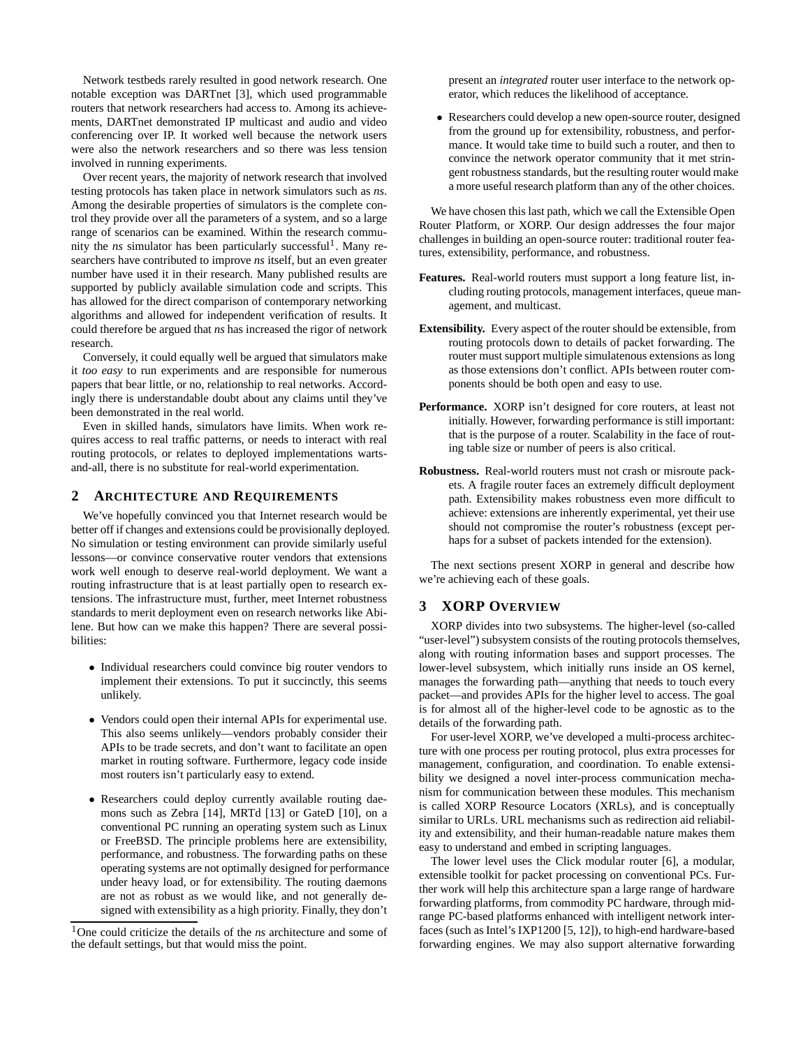Network testbeds rarely resulted in good network research. One notable exception was DARTnet [3], which used programmable routers that network researchers had access to. Among its achievements, DARTnet demonstrated IP multicast and audio and video conferencing over IP. It worked well because the network users were also the network researchers and so there was less tension involved in running experiments.

Over recent years, the majority of network research that involved testing protocols has taken place in network simulators such as *ns*. Among the desirable properties of simulators is the complete control they provide over all the parameters of a system, and so a large range of scenarios can be examined. Within the research community the *ns* simulator has been particularly successful[1]. Many researchers have contributed to improve *ns* itself, but an even greater number have used it in their research. Many published results are supported by publicly available simulation code and scripts. This has allowed for the direct comparison of contemporary networking algorithms and allowed for independent verification of results. It could therefore be argued that *ns* has increased the rigor of network research.

Conversely, it could equally well be argued that simulators make it *too easy* to run experiments and are responsible for numerous papers that bear little, or no, relationship to real networks. Accordingly there is understandable doubt about any claims until they've been demonstrated in the real world.

Even in skilled hands, simulators have limits. When work requires access to real traffic patterns, or needs to interact with real routing protocols, or relates to deployed implementations warts-and-all, there is no substitute for real-world experimentation.

## 2 Architecture and Requirements

We've hopefully convinced you that Internet research would be better off if changes and extensions could be provisionally deployed. No simulation or testing environment can provide similarly useful lessons—or convince conservative router vendors that extensions work well enough to deserve real-world deployment. We want a routing infrastructure that is at least partially open to research extensions. The infrastructure must, further, meet Internet robustness standards to merit deployment even on research networks like Abilene. But how can we make this happen? There are several possibilities:

- Individual researchers could convince big router vendors to implement their extensions. To put it succinctly, this seems unlikely.
- Vendors could open their internal APIs for experimental use. This also seems unlikely—vendors probably consider their APIs to be trade secrets, and don't want to facilitate an open market in routing software. Furthermore, legacy code inside most routers isn't particularly easy to extend.
- Researchers could deploy currently available routing daemons such as Zebra [14], MRTd [13] or GateD [10], on a conventional PC running an operating system such as Linux or FreeBSD. The principle problems here are extensibility, performance, and robustness. The forwarding paths on these operating systems are not optimally designed for performance under heavy load, or for extensibility. The routing daemons are not as robust as we would like, and not generally designed with extensibility as a high priority. Finally, they don't present an *integrated* router user interface to the network operator, which reduces the likelihood of acceptance.
- Researchers could develop a new open-source router, designed from the ground up for extensibility, robustness, and performance. It would take time to build such a router, and then to convince the network operator community that it met stringent robustness standards, but the resulting router would make a more useful research platform than any of the other choices.

We have chosen this last path, which we call the Extensible Open Router Platform, or XORP. Our design addresses the four major challenges in building an open-source router: traditional router features, extensibility, performance, and robustness.

**Features.** Real-world routers must support a long feature list, including routing protocols, management interfaces, queue management, and multicast.

**Extensibility.** Every aspect of the router should be extensible, from routing protocols down to details of packet forwarding. The router must support multiple simultaneous extensions as long as those extensions don't conflict. APIs between router components should be both open and easy to use.

**Performance.** XORP isn't designed for core routers, at least not initially. However, forwarding performance is still important: that is the purpose of a router. Scalability in the face of routing table size or number of peers is also critical.

**Robustness.** Real-world routers must not crash or misroute packets. A fragile router faces an extremely difficult deployment path. Extensibility makes robustness even more difficult to achieve: extensions are inherently experimental, yet their use should not compromise the router's robustness (except perhaps for a subset of packets intended for the extension).

The next sections present XORP in general and describe how we're achieving each of these goals.

## 3 XORP Overview

XORP divides into two subsystems. The higher-level (so-called "user-level") subsystem consists of the routing protocols themselves, along with routing information bases and support processes. The lower-level subsystem, which initially runs inside an OS kernel, manages the forwarding path—anything that needs to touch every packet—and provides APIs for the higher level to access. The goal is for almost all of the higher-level code to be agnostic as to the details of the forwarding path.

For user-level XORP, we've developed a multi-process architecture with one process per routing protocol, plus extra processes for management, configuration, and coordination. To enable extensibility we designed a novel inter-process communication mechanism for communication between these modules. This mechanism is called XORP Resource Locators (XRLs), and is conceptually similar to URLs. URL mechanisms such as redirection aid reliability and extensibility, and their human-readable nature makes them easy to understand and embed in scripting languages.

The lower level uses the Click modular router [6], a modular, extensible toolkit for packet processing on conventional PCs. Further work will help this architecture span a large range of hardware forwarding platforms, from commodity PC hardware, through mid-range PC-based platforms enhanced with intelligent network interfaces (such as Intel's IXP1200 [5, 12]), to high-end hardware-based forwarding engines. We may also support alternative forwarding

[1] One could criticize the details of the *ns* architecture and some of the default settings, but that would miss the point.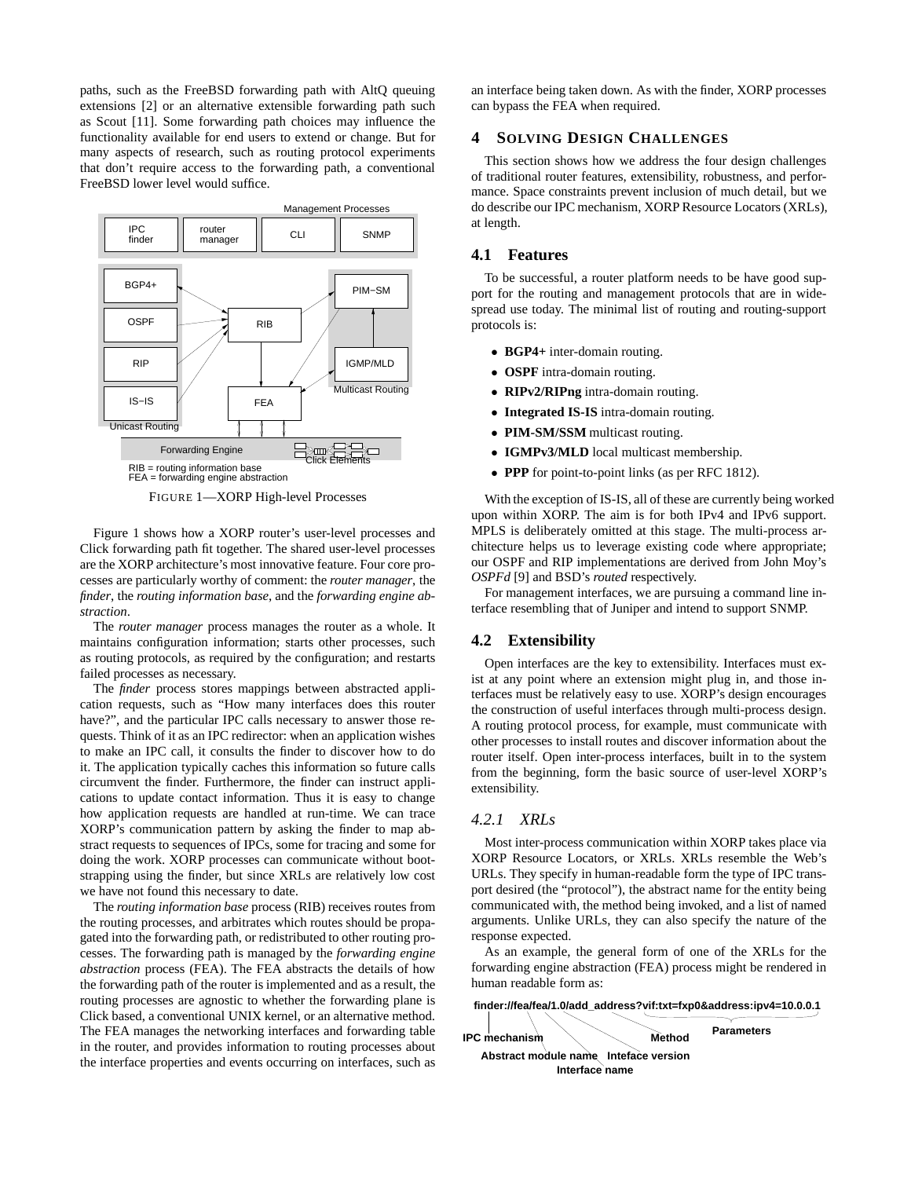paths, such as the FreeBSD forwarding path with AltQ queuing extensions [2] or an alternative extensible forwarding path such as Scout [11]. Some forwarding path choices may influence the functionality available for end users to extend or change. But for many aspects of research, such as routing protocol experiments that don't require access to the forwarding path, a conventional FreeBSD lower level would suffice.

Management Processes

IPC finder

router manager

CLI

SNMP

BGP4+

OSPF

RIP

IS−IS

Unicast Routing

RIB

FEA

PIM−SM

IGMP/MLD

Multicast Routing

Forwarding Engine

Click Elements

RIB = routing information base
FEA = forwarding engine abstraction

FIGURE 1—XORP High-level Processes

Figure 1 shows how a XORP router's user-level processes and Click forwarding path fit together. The shared user-level processes are the XORP architecture's most innovative feature. Four core processes are particularly worthy of comment: the *router manager*, the *finder*, the *routing information base*, and the *forwarding engine abstraction*.

The *router manager* process manages the router as a whole. It maintains configuration information; starts other processes, such as routing protocols, as required by the configuration; and restarts failed processes as necessary.

The *finder* process stores mappings between abstracted application requests, such as "How many interfaces does this router have?", and the particular IPC calls necessary to answer those requests. Think of it as an IPC redirector: when an application wishes to make an IPC call, it consults the finder to discover how to do it. The application typically caches this information so future calls circumvent the finder. Furthermore, the finder can instruct applications to update contact information. Thus it is easy to change how application requests are handled at run-time. We can trace XORP's communication pattern by asking the finder to map abstract requests to sequences of IPCs, some for tracing and some for doing the work. XORP processes can communicate without bootstrapping using the finder, but since XRLs are relatively low cost we have not found this necessary to date.

The *routing information base* process (RIB) receives routes from the routing processes, and arbitrates which routes should be propagated into the forwarding path, or redistributed to other routing processes. The forwarding path is managed by the *forwarding engine abstraction* process (FEA). The FEA abstracts the details of how the forwarding path of the router is implemented and as a result, the routing processes are agnostic to whether the forwarding plane is Click based, a conventional UNIX kernel, or an alternative method. The FEA manages the networking interfaces and forwarding table in the router, and provides information to routing processes about the interface properties and events occurring on interfaces, such as an interface being taken down. As with the finder, XORP processes can bypass the FEA when required.

## 4 Solving Design Challenges

This section shows how we address the four design challenges of traditional router features, extensibility, robustness, and performance. Space constraints prevent inclusion of much detail, but we do describe our IPC mechanism, XORP Resource Locators (XRLs), at length.

### 4.1 Features

To be successful, a router platform needs to be have good support for the routing and management protocols that are in widespread use today. The minimal list of routing and routing-support protocols is:

- **BGP4+** inter-domain routing.
- **OSPF** intra-domain routing.
- **RIPv2/RIPng** intra-domain routing.
- **Integrated IS-IS** intra-domain routing.
- **PIM-SM/SSM** multicast routing.
- **IGMPv3/MLD** local multicast membership.
- **PPP** for point-to-point links (as per RFC 1812).

With the exception of IS-IS, all of these are currently being worked upons within XORP. The aim is for both IPv4 and IPv6 support. MPLS is deliberately omitted at this stage. The multi-process architecture helps us to leverage existing code where appropriate; our OSPF and RIP implementations are derived from John Moy's *OSPFd* [9] and BSD's *routed* respectively.

For management interfaces, we are pursuing a command line interface resembling that of Juniper and intend to support SNMP.

### 4.2 Extensibility

Open interfaces are the key to extensibility. Interfaces must exist at any point where an extension might plug in, and those interfaces must be relatively easy to use. XORP's design encourages the construction of useful interfaces through multi-process design. A routing protocol process, for example, must communicate with other processes to install routes and discover information about the router itself. Open inter-process interfaces, built in to the system from the beginning, form the basic source of user-level XORP's extensibility.

#### *4.2.1 XRLs*

Most inter-process communication within XORP takes place via XORP Resource Locators, or XRLs. XRLs resemble the Web's URLs. They specify in human-readable form the type of IPC transport desired (the "protocol"), the abstract name for the entity being communicated with, the method being invoked, and a list of named arguments. Unlike URLs, they can also specify the nature of the response expected.

As an example, the general form of one of the XRLs for the forwarding engine abstraction (FEA) process might be rendered in human readable form as:

**finder://fea/fea/1.0/add_address?vif:txt=fxp0&address:ipv4=10.0.0.1**

**IPC mechanism** — **Abstract module name** — **Interface name** — **Inteface version** — **Method** — **Parameters**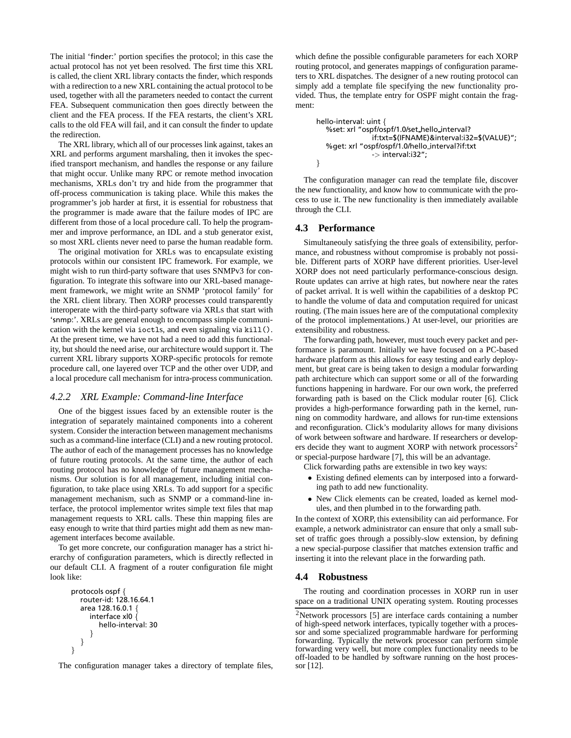The initial 'finder:' portion specifies the protocol; in this case the actual protocol has not yet been resolved. The first time this XRL is called, the client XRL library contacts the finder, which responds with a redirection to a new XRL containing the actual protocol to be used, together with all the parameters needed to contact the current FEA. Subsequent communication then goes directly between the client and the FEA process. If the FEA restarts, the client's XRL calls to the old FEA will fail, and it can consult the finder to update the redirection.

The XRL library, which all of our processes link against, takes an XRL and performs argument marshaling, then it invokes the specified transport mechanism, and handles the response or any failure that might occur. Unlike many RPC or remote method invocation mechanisms, XRLs don't try and hide from the programmer that off-process communication is taking place. While this makes the programmer's job harder at first, it is essential for robustness that the programmer is made aware that the failure modes of IPC are different from those of a local procedure call. To help the programmer and improve performance, an IDL and a stub generator exist, so most XRL clients never need to parse the human readable form.

The original motivation for XRLs was to encapsulate existing protocols within our consistent IPC framework. For example, we might wish to run third-party software that uses SNMPv3 for configuration. To integrate this software into our XRL-based management framework, we might write an SNMP 'protocol family' for the XRL client library. Then XORP processes could transparently interoperate with the third-party software via XRLs that start with 'snmp:'. XRLs are general enough to encompass simple communication with the kernel via `ioctl`s, and even signaling via `kill()`. At the present time, we have not had a need to add this functionality, but should the need arise, our architecture would support it. The current XRL library supports XORP-specific protocols for remote procedure call, one layered over TCP and the other over UDP, and a local procedure call mechanism for intra-process communication.

### 4.2.2 XRL Example: Command-line Interface

One of the biggest issues faced by an extensible router is the integration of separately maintained components into a coherent system. Consider the interaction between management mechanisms such as a command-line interface (CLI) and a new routing protocol. The author of each of the management processes has no knowledge of future routing protocols. At the same time, the author of each routing protocol has no knowledge of future management mechanisms. Our solution is for all management, including initial configuration, to take place using XRLs. To add support for a specific management mechanism, such as SNMP or a command-line interface, the protocol implementor writes simple text files that map management requests to XRL calls. These thin mapping files are easy enough to write that third parties might add them as new management interfaces become available.

To get more concrete, our configuration manager has a strict hierarchy of configuration parameters, which is directly reflected in our default CLI. A fragment of a router configuration file might look like:

```
protocols ospf {
    router-id: 128.16.64.1
    area 128.16.0.1 {
        interface xl0 {
            hello-interval: 30
        }
    }
}
```

The configuration manager takes a directory of template files, which define the possible configurable parameters for each XORP routing protocol, and generates mappings of configuration parameters to XRL dispatches. The designer of a new routing protocol can simply add a template file specifying the new functionality provided. Thus, the template entry for OSPF might contain the fragment:

```
hello-interval: uint {
    %set: xrl "ospf/ospf/1.0/set_hello_interval?
                if:txt=$(IFNAME)&interval:i32=$(VALUE)";
    %get: xrl "ospf/ospf/1.0/hello_interval?if:txt
                -> interval:i32";
}
```

The configuration manager can read the template file, discover the new functionality, and know how to communicate with the process to use it. The new functionality is then immediately available through the CLI.

## 4.3 Performance

Simultaneouly satisfying the three goals of extensibility, performance, and robustness without compromise is probably not possible. Different parts of XORP have different priorities. User-level XORP does not need particularly performance-conscious design. Route updates can arrive at high rates, but nowhere near the rates of packet arrival. It is well within the capabilities of a desktop PC to handle the volume of data and computation required for unicast routing. (The main issues here are of the computational complexity of the protocol implementations.) At user-level, our priorities are extensibility and robustness.

The forwarding path, however, must touch every packet and performance is paramount. Initially we have focused on a PC-based hardware platform as this allows for easy testing and early deployment, but great care is being taken to design a modular forwarding path architecture which can support some or all of the forwarding functions happening in hardware. For our own work, the preferred forwarding path is based on the Click modular router [6]. Click provides a high-performance forwarding path in the kernel, running on commodity hardware, and allows for run-time extensions and reconfiguration. Click's modularity allows for many divisions of work between software and hardware. If researchers or developers decide they want to augment XORP with network processors[2] or special-purpose hardware [7], this will be an advantage.

Click forwarding paths are extensible in two key ways:

- Existing defined elements can by interposed into a forwarding path to add new functionality.
- New Click elements can be created, loaded as kernel modules, and then plumbed in to the forwarding path.

In the context of XORP, this extensibility can aid performance. For example, a network administrator can ensure that only a small subset of traffic goes through a possibly-slow extension, by defining a new special-purpose classifier that matches extension traffic and inserting it into the relevant place in the forwarding path.

## 4.4 Robustness

The routing and coordination processes in XORP run in user space on a traditional UNIX operating system. Routing processes

[2]Network processors [5] are interface cards containing a number of high-speed network interfaces, typically together with a processor and some specialized programmable hardware for performing forwarding. Typically the network processor can perform simple forwarding very well, but more complex functionality needs to be off-loaded to be handled by software running on the host processor [12].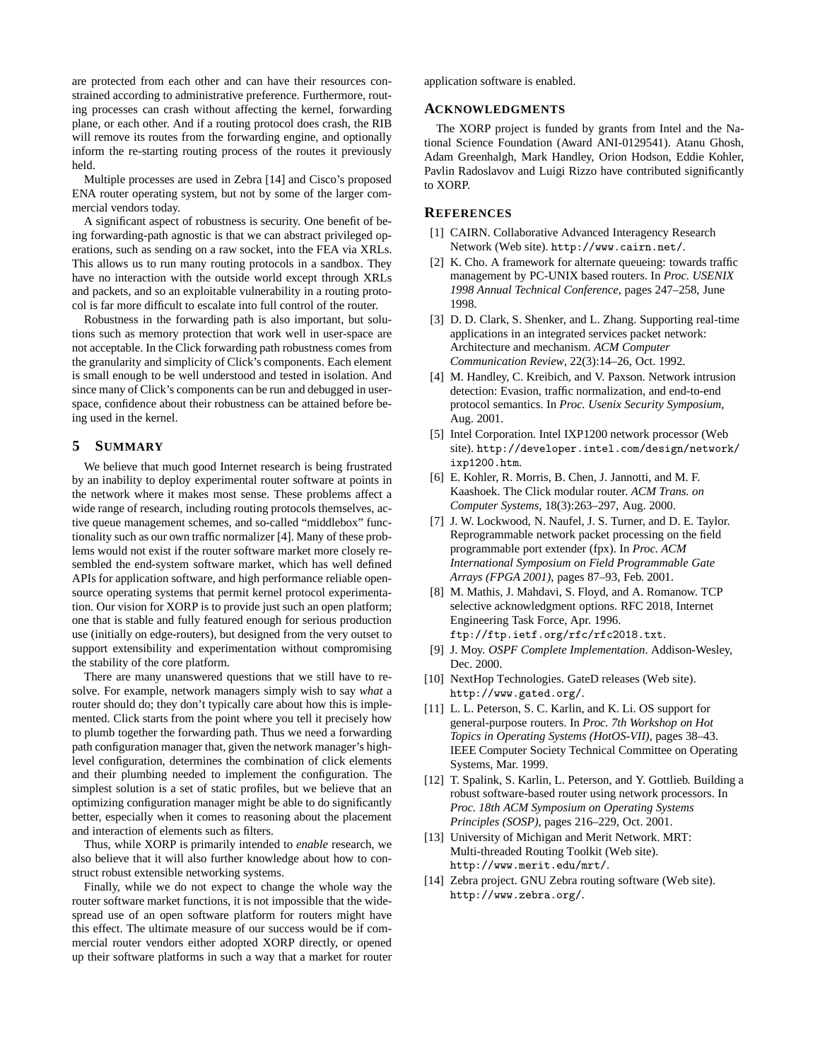are protected from each other and can have their resources constrained according to administrative preference. Furthermore, routing processes can crash without affecting the kernel, forwarding plane, or each other. And if a routing protocol does crash, the RIB will remove its routes from the forwarding engine, and optionally inform the re-starting routing process of the routes it previously held.

Multiple processes are used in Zebra [14] and Cisco's proposed ENA router operating system, but not by some of the larger commercial vendors today.

A significant aspect of robustness is security. One benefit of being forwarding-path agnostic is that we can abstract privileged operations, such as sending on a raw socket, into the FEA via XRLs. This allows us to run many routing protocols in a sandbox. They have no interaction with the outside world except through XRLs and packets, and so an exploitable vulnerability in a routing protocol is far more difficult to escalate into full control of the router.

Robustness in the forwarding path is also important, but solutions such as memory protection that work well in user-space are not acceptable. In the Click forwarding path robustness comes from the granularity and simplicity of Click's components. Each element is small enough to be well understood and tested in isolation. And since many of Click's components can be run and debugged in user-space, confidence about their robustness can be attained before being used in the kernel.

## 5 Summary

We believe that much good Internet research is being frustrated by an inability to deploy experimental router software at points in the network where it makes most sense. These problems affect a wide range of research, including routing protocols themselves, active queue management schemes, and so-called "middlebox" functionality such as our own traffic normalizer [4]. Many of these problems would not exist if the router software market more closely resembled the end-system software market, which has well defined APIs for application software, and high performance reliable open-source operating systems that permit kernel protocol experimentation. Our vision for XORP is to provide just such an open platform; one that is stable and fully featured enough for serious production use (initially on edge-routers), but designed from the very outset to support extensibility and experimentation without compromising the stability of the core platform.

There are many unanswered questions that we still have to resolve. For example, network managers simply wish to say *what* a router should do; they don't typically care about how this is implemented. Click starts from the point where you tell it precisely how to plumb together the forwarding path. Thus we need a forwarding path configuration manager that, given the network manager's high-level configuration, determines the combination of click elements and their plumbing needed to implement the configuration. The simplest solution is a set of static profiles, but we believe that an optimizing configuration manager might be able to do significantly better, especially when it comes to reasoning about the placement and interaction of elements such as filters.

Thus, while XORP is primarily intended to *enable* research, we also believe that it will also further knowledge about how to construct robust extensible networking systems.

Finally, while we do not expect to change the whole way the router software market functions, it is not impossible that the widespread use of an open software platform for routers might have this effect. The ultimate measure of our success would be if commercial router vendors either adopted XORP directly, or opened up their software platforms in such a way that a market for router application software is enabled.

## Acknowledgments

The XORP project is funded by grants from Intel and the National Science Foundation (Award ANI-0129541). Atanu Ghosh, Adam Greenhalgh, Mark Handley, Orion Hodson, Eddie Kohler, Pavlin Radoslavov and Luigi Rizzo have contributed significantly to XORP.

## References

[1] CAIRN. Collaborative Advanced Interagency Research Network (Web site). `http://www.cairn.net/`.

[2] K. Cho. A framework for alternate queueing: towards traffic management by PC-UNIX based routers. In *Proc. USENIX 1998 Annual Technical Conference*, pages 247–258, June 1998.

[3] D. D. Clark, S. Shenker, and L. Zhang. Supporting real-time applications in an integrated services packet network: Architecture and mechanism. *ACM Computer Communication Review*, 22(3):14–26, Oct. 1992.

[4] M. Handley, C. Kreibich, and V. Paxson. Network intrusion detection: Evasion, traffic normalization, and end-to-end protocol semantics. In *Proc. Usenix Security Symposium*, Aug. 2001.

[5] Intel Corporation. Intel IXP1200 network processor (Web site). `http://developer.intel.com/design/network/ixp1200.htm`.

[6] E. Kohler, R. Morris, B. Chen, J. Jannotti, and M. F. Kaashoek. The Click modular router. *ACM Trans. on Computer Systems*, 18(3):263–297, Aug. 2000.

[7] J. W. Lockwood, N. Naufel, J. S. Turner, and D. E. Taylor. Reprogrammable network packet processing on the field programmable port extender (fpx). In *Proc. ACM International Symposium on Field Programmable Gate Arrays (FPGA 2001)*, pages 87–93, Feb. 2001.

[8] M. Mathis, J. Mahdavi, S. Floyd, and A. Romanow. TCP selective acknowledgment options. RFC 2018, Internet Engineering Task Force, Apr. 1996. `ftp://ftp.ietf.org/rfc/rfc2018.txt`.

[9] J. Moy. *OSPF Complete Implementation*. Addison-Wesley, Dec. 2000.

[10] NextHop Technologies. GateD releases (Web site). `http://www.gated.org/`.

[11] L. L. Peterson, S. C. Karlin, and K. Li. OS support for general-purpose routers. In *Proc. 7th Workshop on Hot Topics in Operating Systems (HotOS-VII)*, pages 38–43. IEEE Computer Society Technical Committee on Operating Systems, Mar. 1999.

[12] T. Spalink, S. Karlin, L. Peterson, and Y. Gottlieb. Building a robust software-based router using network processors. In *Proc. 18th ACM Symposium on Operating Systems Principles (SOSP)*, pages 216–229, Oct. 2001.

[13] University of Michigan and Merit Network. MRT: Multi-threaded Routing Toolkit (Web site). `http://www.merit.edu/mrt/`.

[14] Zebra project. GNU Zebra routing software (Web site). `http://www.zebra.org/`.